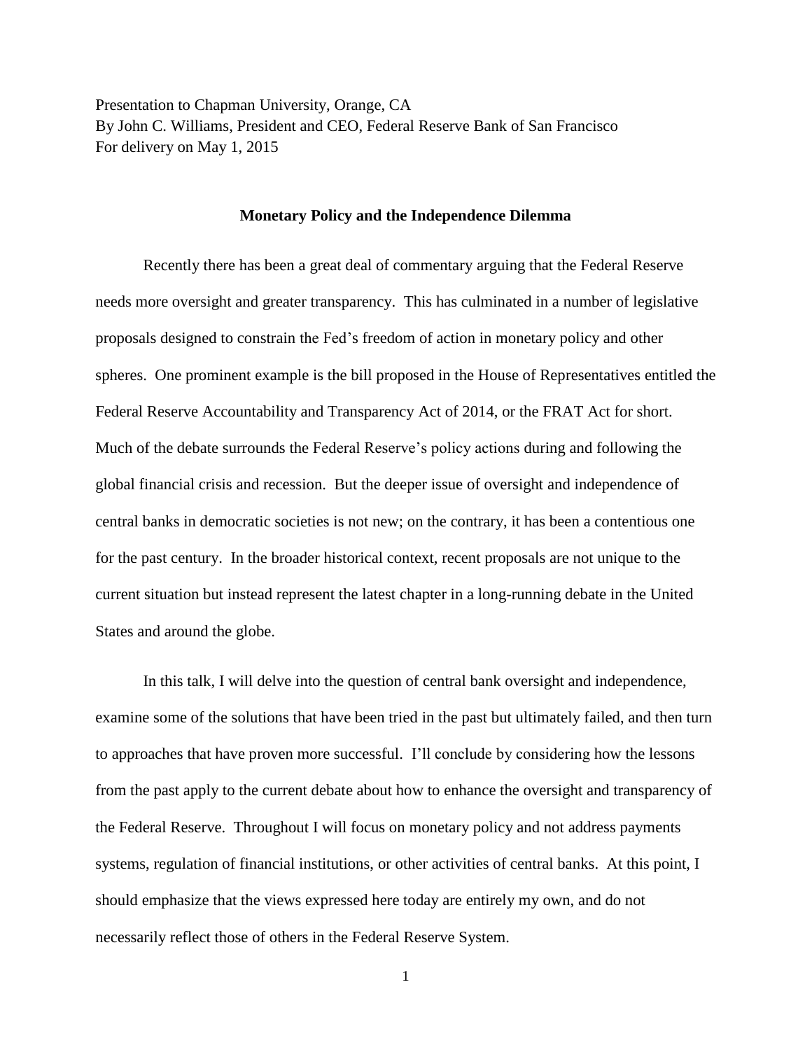Presentation to Chapman University, Orange, CA
By John C. Williams, President and CEO, Federal Reserve Bank of San Francisco
For delivery on May 1, 2015

## Monetary Policy and the Independence Dilemma

Recently there has been a great deal of commentary arguing that the Federal Reserve needs more oversight and greater transparency. This has culminated in a number of legislative proposals designed to constrain the Fed's freedom of action in monetary policy and other spheres. One prominent example is the bill proposed in the House of Representatives entitled the Federal Reserve Accountability and Transparency Act of 2014, or the FRAT Act for short. Much of the debate surrounds the Federal Reserve's policy actions during and following the global financial crisis and recession. But the deeper issue of oversight and independence of central banks in democratic societies is not new; on the contrary, it has been a contentious one for the past century. In the broader historical context, recent proposals are not unique to the current situation but instead represent the latest chapter in a long-running debate in the United States and around the globe.

In this talk, I will delve into the question of central bank oversight and independence, examine some of the solutions that have been tried in the past but ultimately failed, and then turn to approaches that have proven more successful. I'll conclude by considering how the lessons from the past apply to the current debate about how to enhance the oversight and transparency of the Federal Reserve. Throughout I will focus on monetary policy and not address payments systems, regulation of financial institutions, or other activities of central banks. At this point, I should emphasize that the views expressed here today are entirely my own, and do not necessarily reflect those of others in the Federal Reserve System.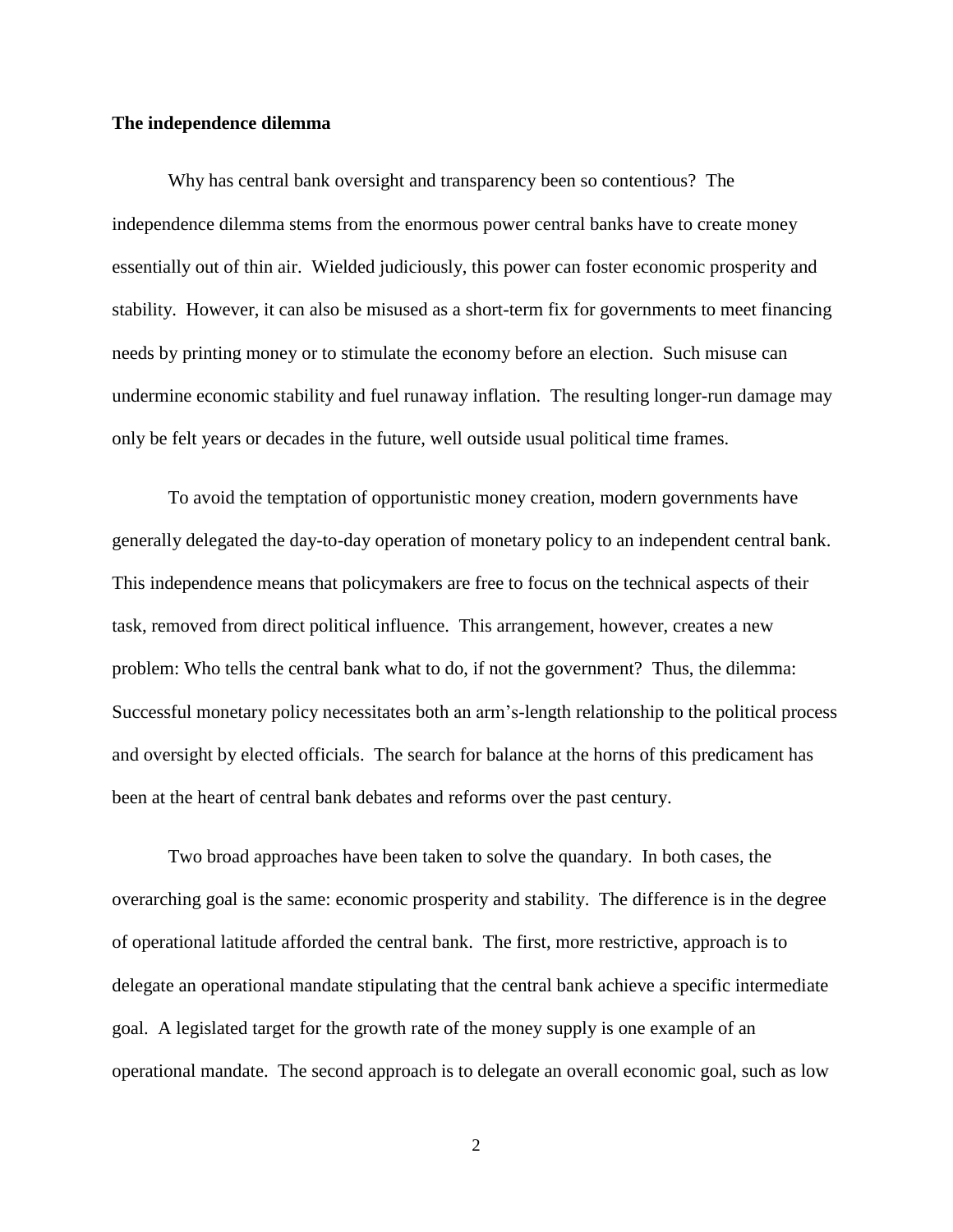**The independence dilemma**

Why has central bank oversight and transparency been so contentious? The independence dilemma stems from the enormous power central banks have to create money essentially out of thin air. Wielded judiciously, this power can foster economic prosperity and stability. However, it can also be misused as a short-term fix for governments to meet financing needs by printing money or to stimulate the economy before an election. Such misuse can undermine economic stability and fuel runaway inflation. The resulting longer-run damage may only be felt years or decades in the future, well outside usual political time frames.

To avoid the temptation of opportunistic money creation, modern governments have generally delegated the day-to-day operation of monetary policy to an independent central bank. This independence means that policymakers are free to focus on the technical aspects of their task, removed from direct political influence. This arrangement, however, creates a new problem: Who tells the central bank what to do, if not the government? Thus, the dilemma: Successful monetary policy necessitates both an arm's-length relationship to the political process and oversight by elected officials. The search for balance at the horns of this predicament has been at the heart of central bank debates and reforms over the past century.

Two broad approaches have been taken to solve the quandary. In both cases, the overarching goal is the same: economic prosperity and stability. The difference is in the degree of operational latitude afforded the central bank. The first, more restrictive, approach is to delegate an operational mandate stipulating that the central bank achieve a specific intermediate goal. A legislated target for the growth rate of the money supply is one example of an operational mandate. The second approach is to delegate an overall economic goal, such as low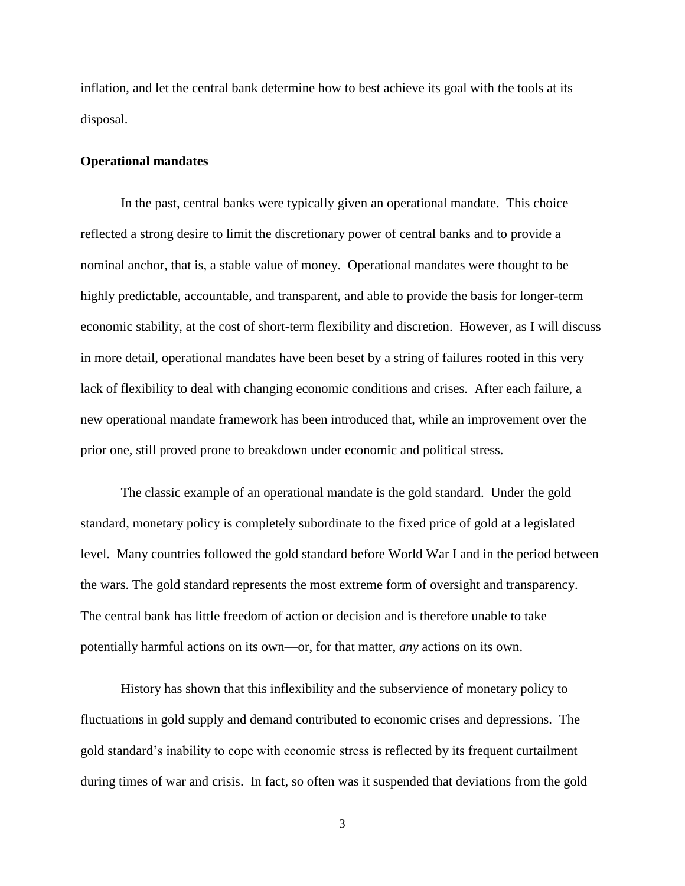inflation, and let the central bank determine how to best achieve its goal with the tools at its disposal.

**Operational mandates**

In the past, central banks were typically given an operational mandate. This choice reflected a strong desire to limit the discretionary power of central banks and to provide a nominal anchor, that is, a stable value of money. Operational mandates were thought to be highly predictable, accountable, and transparent, and able to provide the basis for longer-term economic stability, at the cost of short-term flexibility and discretion. However, as I will discuss in more detail, operational mandates have been beset by a string of failures rooted in this very lack of flexibility to deal with changing economic conditions and crises. After each failure, a new operational mandate framework has been introduced that, while an improvement over the prior one, still proved prone to breakdown under economic and political stress.

The classic example of an operational mandate is the gold standard. Under the gold standard, monetary policy is completely subordinate to the fixed price of gold at a legislated level. Many countries followed the gold standard before World War I and in the period between the wars. The gold standard represents the most extreme form of oversight and transparency. The central bank has little freedom of action or decision and is therefore unable to take potentially harmful actions on its own—or, for that matter, *any* actions on its own.

History has shown that this inflexibility and the subservience of monetary policy to fluctuations in gold supply and demand contributed to economic crises and depressions. The gold standard's inability to cope with economic stress is reflected by its frequent curtailment during times of war and crisis. In fact, so often was it suspended that deviations from the gold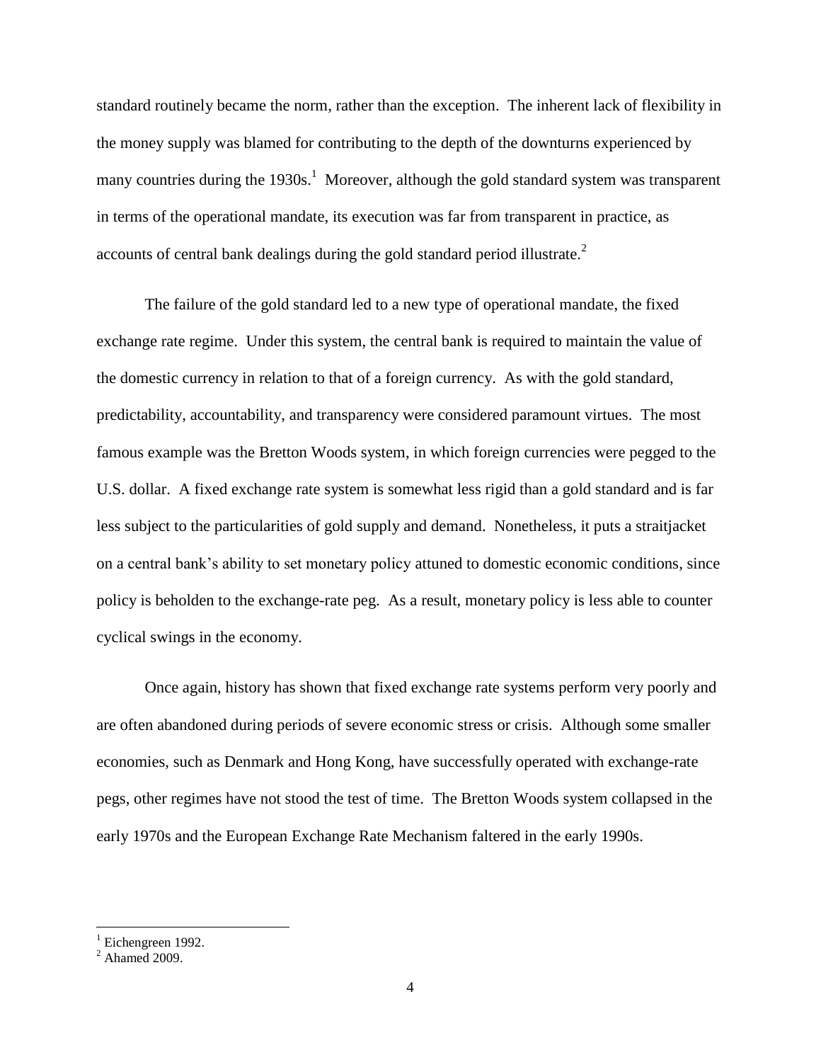standard routinely became the norm, rather than the exception. The inherent lack of flexibility in the money supply was blamed for contributing to the depth of the downturns experienced by many countries during the 1930s.[1] Moreover, although the gold standard system was transparent in terms of the operational mandate, its execution was far from transparent in practice, as accounts of central bank dealings during the gold standard period illustrate.[2]

The failure of the gold standard led to a new type of operational mandate, the fixed exchange rate regime. Under this system, the central bank is required to maintain the value of the domestic currency in relation to that of a foreign currency. As with the gold standard, predictability, accountability, and transparency were considered paramount virtues. The most famous example was the Bretton Woods system, in which foreign currencies were pegged to the U.S. dollar. A fixed exchange rate system is somewhat less rigid than a gold standard and is far less subject to the particularities of gold supply and demand. Nonetheless, it puts a straitjacket on a central bank's ability to set monetary policy attuned to domestic economic conditions, since policy is beholden to the exchange-rate peg. As a result, monetary policy is less able to counter cyclical swings in the economy.

Once again, history has shown that fixed exchange rate systems perform very poorly and are often abandoned during periods of severe economic stress or crisis. Although some smaller economies, such as Denmark and Hong Kong, have successfully operated with exchange-rate pegs, other regimes have not stood the test of time. The Bretton Woods system collapsed in the early 1970s and the European Exchange Rate Mechanism faltered in the early 1990s.

---

[1] Eichengreen 1992.

[2] Ahamed 2009.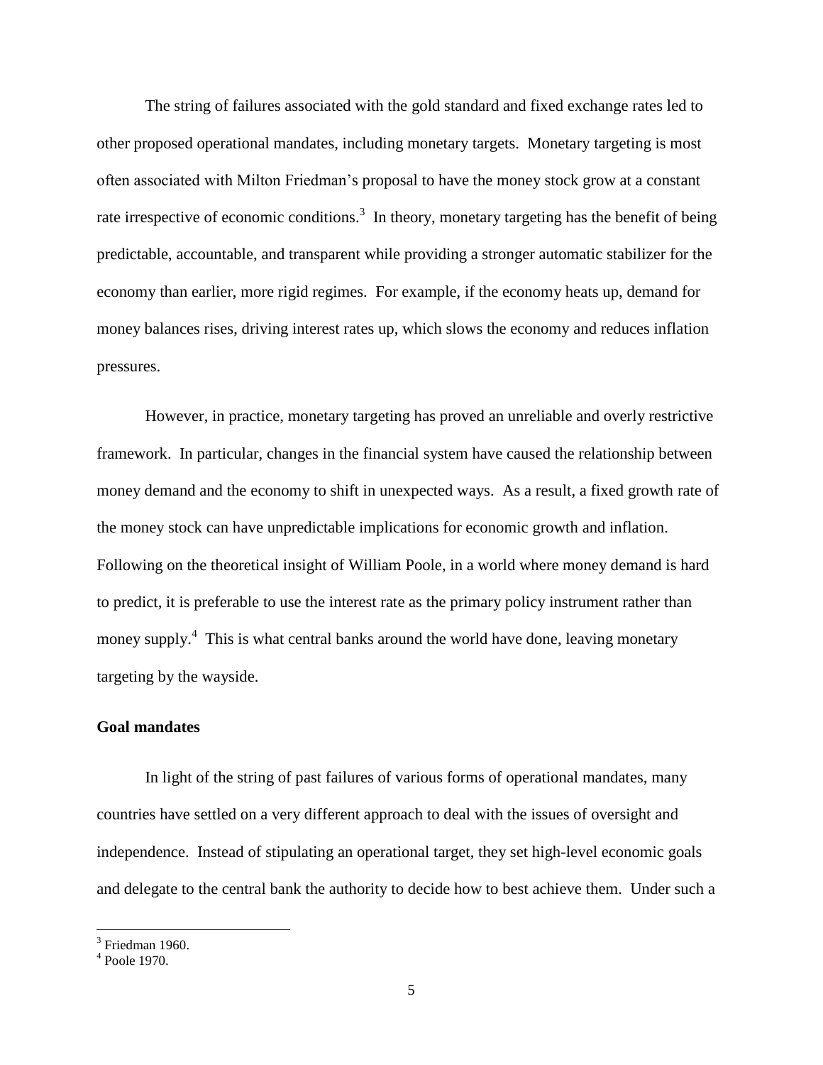The string of failures associated with the gold standard and fixed exchange rates led to other proposed operational mandates, including monetary targets. Monetary targeting is most often associated with Milton Friedman's proposal to have the money stock grow at a constant rate irrespective of economic conditions.[3] In theory, monetary targeting has the benefit of being predictable, accountable, and transparent while providing a stronger automatic stabilizer for the economy than earlier, more rigid regimes. For example, if the economy heats up, demand for money balances rises, driving interest rates up, which slows the economy and reduces inflation pressures.

However, in practice, monetary targeting has proved an unreliable and overly restrictive framework. In particular, changes in the financial system have caused the relationship between money demand and the economy to shift in unexpected ways. As a result, a fixed growth rate of the money stock can have unpredictable implications for economic growth and inflation. Following on the theoretical insight of William Poole, in a world where money demand is hard to predict, it is preferable to use the interest rate as the primary policy instrument rather than money supply.[4] This is what central banks around the world have done, leaving monetary targeting by the wayside.

**Goal mandates**

In light of the string of past failures of various forms of operational mandates, many countries have settled on a very different approach to deal with the issues of oversight and independence. Instead of stipulating an operational target, they set high-level economic goals and delegate to the central bank the authority to decide how to best achieve them. Under such a

[3] Friedman 1960.

[4] Poole 1970.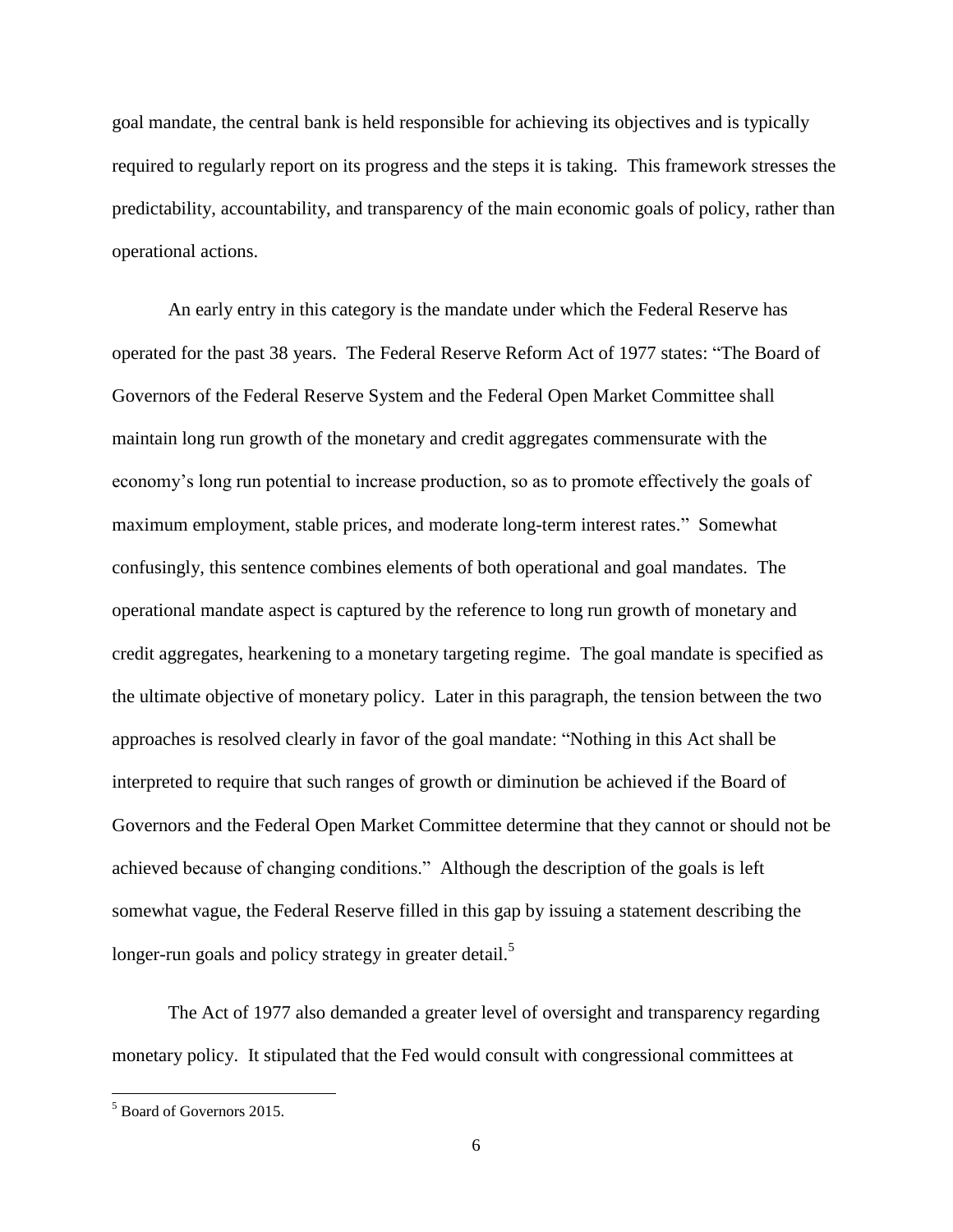goal mandate, the central bank is held responsible for achieving its objectives and is typically required to regularly report on its progress and the steps it is taking. This framework stresses the predictability, accountability, and transparency of the main economic goals of policy, rather than operational actions.

An early entry in this category is the mandate under which the Federal Reserve has operated for the past 38 years. The Federal Reserve Reform Act of 1977 states: "The Board of Governors of the Federal Reserve System and the Federal Open Market Committee shall maintain long run growth of the monetary and credit aggregates commensurate with the economy's long run potential to increase production, so as to promote effectively the goals of maximum employment, stable prices, and moderate long-term interest rates." Somewhat confusingly, this sentence combines elements of both operational and goal mandates. The operational mandate aspect is captured by the reference to long run growth of monetary and credit aggregates, hearkening to a monetary targeting regime. The goal mandate is specified as the ultimate objective of monetary policy. Later in this paragraph, the tension between the two approaches is resolved clearly in favor of the goal mandate: "Nothing in this Act shall be interpreted to require that such ranges of growth or diminution be achieved if the Board of Governors and the Federal Open Market Committee determine that they cannot or should not be achieved because of changing conditions." Although the description of the goals is left somewhat vague, the Federal Reserve filled in this gap by issuing a statement describing the longer-run goals and policy strategy in greater detail.[5]

The Act of 1977 also demanded a greater level of oversight and transparency regarding monetary policy. It stipulated that the Fed would consult with congressional committees at

[5] Board of Governors 2015.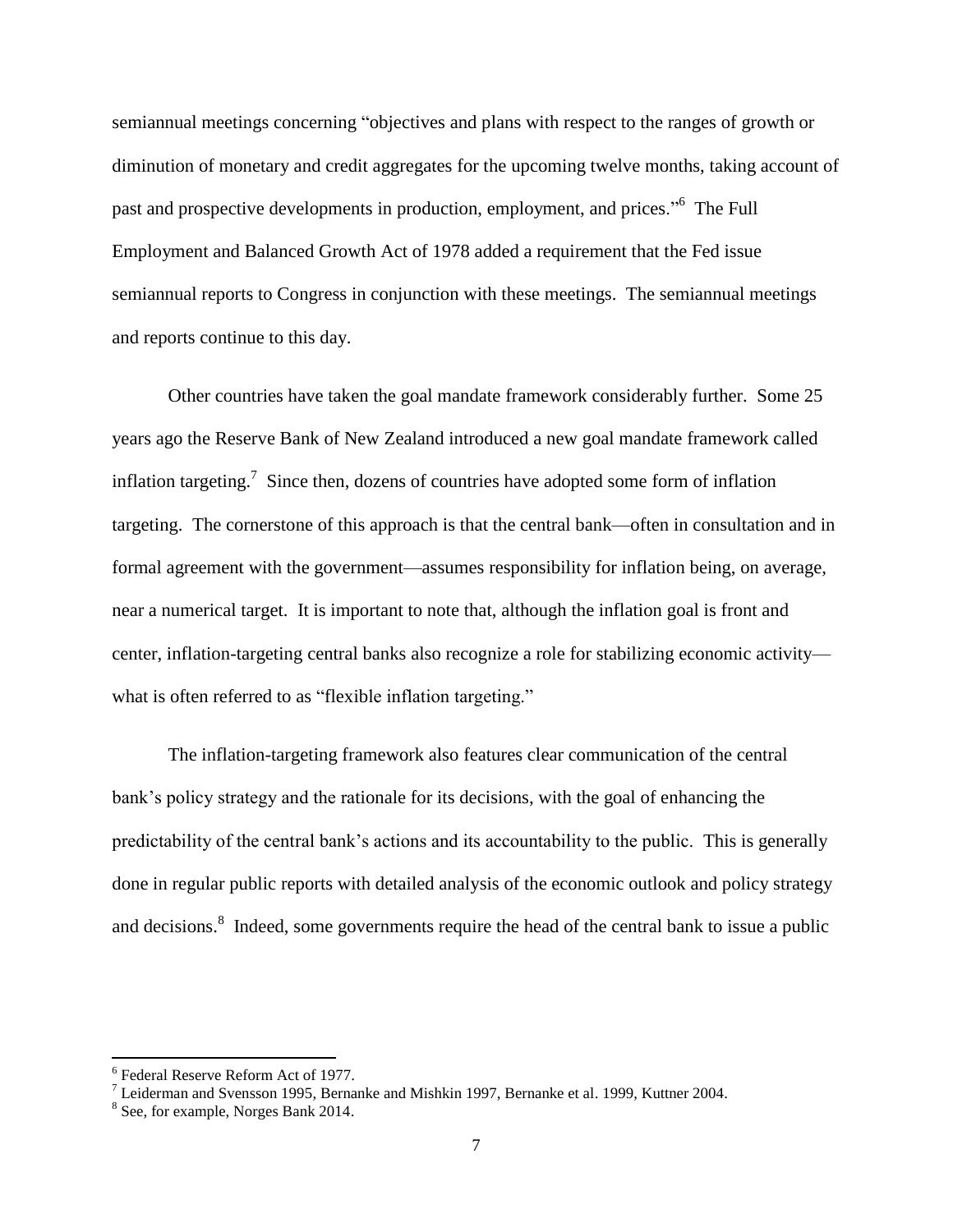semiannual meetings concerning "objectives and plans with respect to the ranges of growth or diminution of monetary and credit aggregates for the upcoming twelve months, taking account of past and prospective developments in production, employment, and prices."[6] The Full Employment and Balanced Growth Act of 1978 added a requirement that the Fed issue semiannual reports to Congress in conjunction with these meetings. The semiannual meetings and reports continue to this day.

Other countries have taken the goal mandate framework considerably further. Some 25 years ago the Reserve Bank of New Zealand introduced a new goal mandate framework called inflation targeting.[7] Since then, dozens of countries have adopted some form of inflation targeting. The cornerstone of this approach is that the central bank—often in consultation and in formal agreement with the government—assumes responsibility for inflation being, on average, near a numerical target. It is important to note that, although the inflation goal is front and center, inflation-targeting central banks also recognize a role for stabilizing economic activity—what is often referred to as "flexible inflation targeting."

The inflation-targeting framework also features clear communication of the central bank's policy strategy and the rationale for its decisions, with the goal of enhancing the predictability of the central bank's actions and its accountability to the public. This is generally done in regular public reports with detailed analysis of the economic outlook and policy strategy and decisions.[8] Indeed, some governments require the head of the central bank to issue a public

---

[6] Federal Reserve Reform Act of 1977.

[7] Leiderman and Svensson 1995, Bernanke and Mishkin 1997, Bernanke et al. 1999, Kuttner 2004.

[8] See, for example, Norges Bank 2014.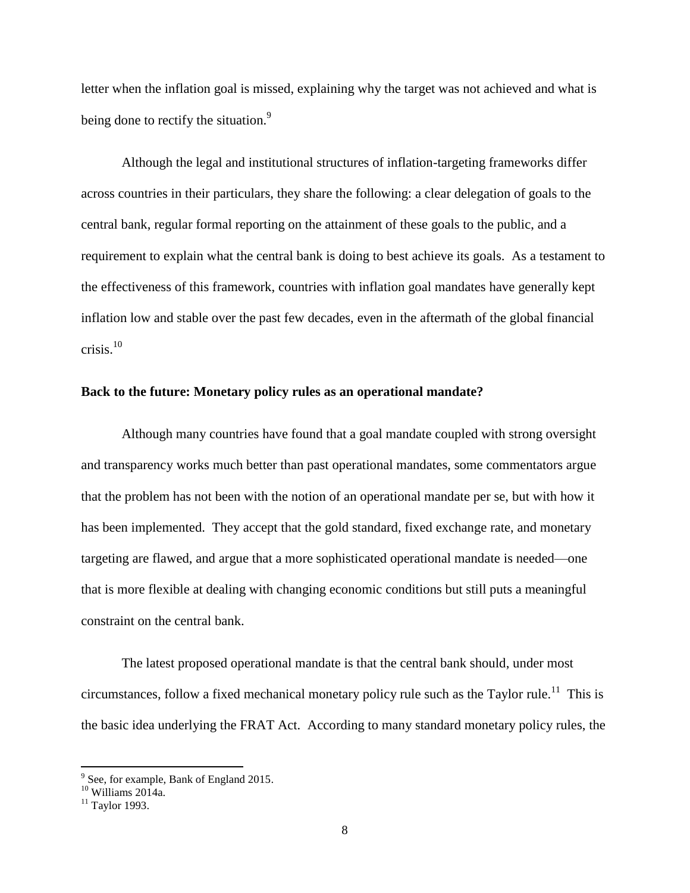letter when the inflation goal is missed, explaining why the target was not achieved and what is being done to rectify the situation.[9]

Although the legal and institutional structures of inflation-targeting frameworks differ across countries in their particulars, they share the following: a clear delegation of goals to the central bank, regular formal reporting on the attainment of these goals to the public, and a requirement to explain what the central bank is doing to best achieve its goals. As a testament to the effectiveness of this framework, countries with inflation goal mandates have generally kept inflation low and stable over the past few decades, even in the aftermath of the global financial crisis.[10]

**Back to the future: Monetary policy rules as an operational mandate?**

Although many countries have found that a goal mandate coupled with strong oversight and transparency works much better than past operational mandates, some commentators argue that the problem has not been with the notion of an operational mandate per se, but with how it has been implemented. They accept that the gold standard, fixed exchange rate, and monetary targeting are flawed, and argue that a more sophisticated operational mandate is needed—one that is more flexible at dealing with changing economic conditions but still puts a meaningful constraint on the central bank.

The latest proposed operational mandate is that the central bank should, under most circumstances, follow a fixed mechanical monetary policy rule such as the Taylor rule.[11] This is the basic idea underlying the FRAT Act. According to many standard monetary policy rules, the

---

[9] See, for example, Bank of England 2015.

[10] Williams 2014a.

[11] Taylor 1993.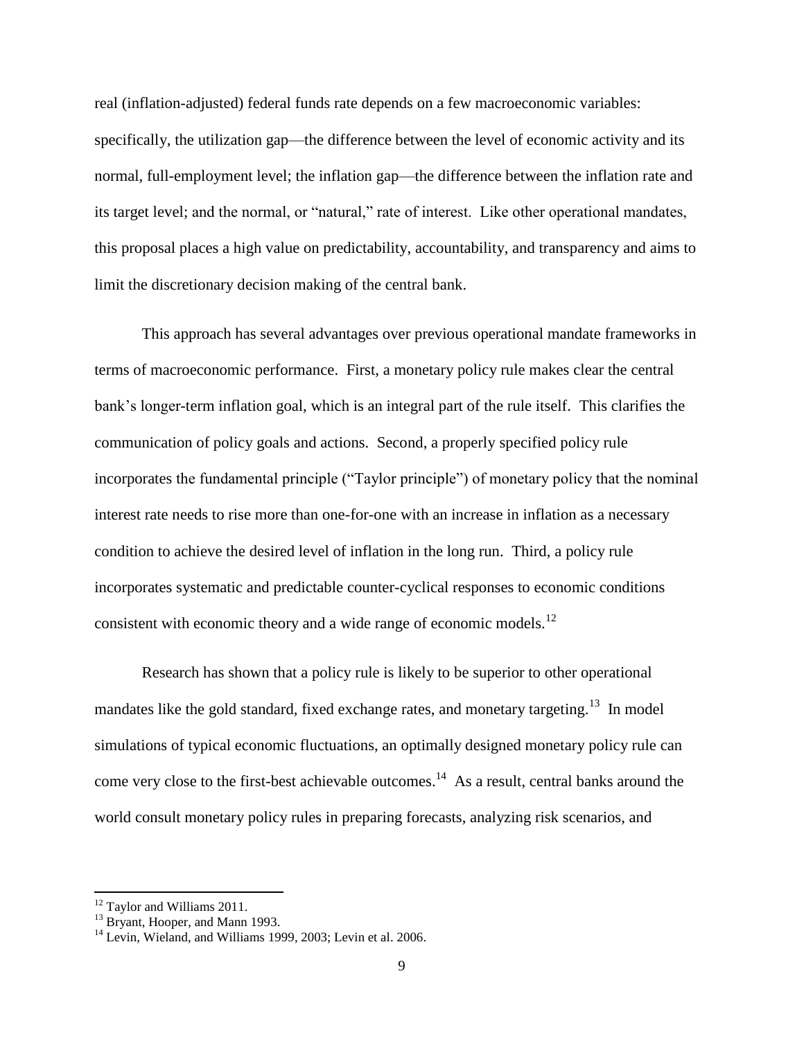real (inflation-adjusted) federal funds rate depends on a few macroeconomic variables: specifically, the utilization gap—the difference between the level of economic activity and its normal, full-employment level; the inflation gap—the difference between the inflation rate and its target level; and the normal, or "natural," rate of interest. Like other operational mandates, this proposal places a high value on predictability, accountability, and transparency and aims to limit the discretionary decision making of the central bank.

This approach has several advantages over previous operational mandate frameworks in terms of macroeconomic performance. First, a monetary policy rule makes clear the central bank's longer-term inflation goal, which is an integral part of the rule itself. This clarifies the communication of policy goals and actions. Second, a properly specified policy rule incorporates the fundamental principle ("Taylor principle") of monetary policy that the nominal interest rate needs to rise more than one-for-one with an increase in inflation as a necessary condition to achieve the desired level of inflation in the long run. Third, a policy rule incorporates systematic and predictable counter-cyclical responses to economic conditions consistent with economic theory and a wide range of economic models.[12]

Research has shown that a policy rule is likely to be superior to other operational mandates like the gold standard, fixed exchange rates, and monetary targeting.[13] In model simulations of typical economic fluctuations, an optimally designed monetary policy rule can come very close to the first-best achievable outcomes.[14] As a result, central banks around the world consult monetary policy rules in preparing forecasts, analyzing risk scenarios, and

---

[12] Taylor and Williams 2011.

[13] Bryant, Hooper, and Mann 1993.

[14] Levin, Wieland, and Williams 1999, 2003; Levin et al. 2006.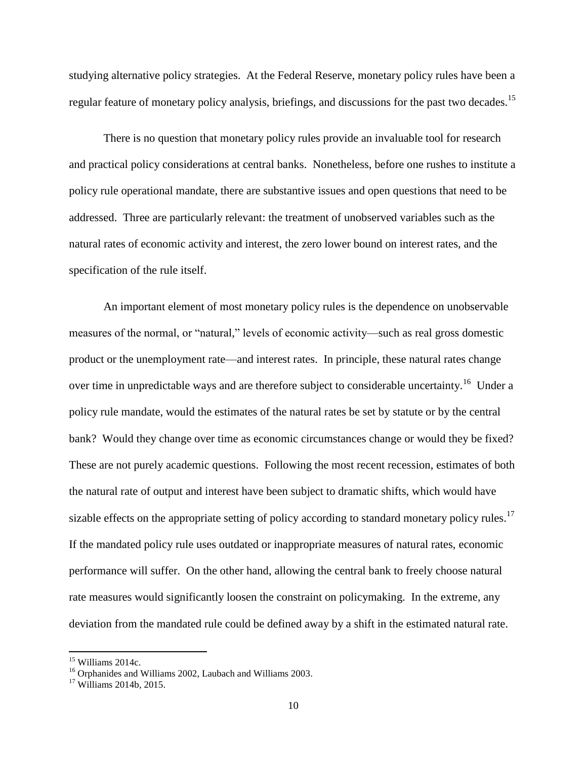studying alternative policy strategies. At the Federal Reserve, monetary policy rules have been a regular feature of monetary policy analysis, briefings, and discussions for the past two decades.[15]

There is no question that monetary policy rules provide an invaluable tool for research and practical policy considerations at central banks. Nonetheless, before one rushes to institute a policy rule operational mandate, there are substantive issues and open questions that need to be addressed. Three are particularly relevant: the treatment of unobserved variables such as the natural rates of economic activity and interest, the zero lower bound on interest rates, and the specification of the rule itself.

An important element of most monetary policy rules is the dependence on unobservable measures of the normal, or "natural," levels of economic activity—such as real gross domestic product or the unemployment rate—and interest rates. In principle, these natural rates change over time in unpredictable ways and are therefore subject to considerable uncertainty.[16] Under a policy rule mandate, would the estimates of the natural rates be set by statute or by the central bank? Would they change over time as economic circumstances change or would they be fixed? These are not purely academic questions. Following the most recent recession, estimates of both the natural rate of output and interest have been subject to dramatic shifts, which would have sizable effects on the appropriate setting of policy according to standard monetary policy rules.[17] If the mandated policy rule uses outdated or inappropriate measures of natural rates, economic performance will suffer. On the other hand, allowing the central bank to freely choose natural rate measures would significantly loosen the constraint on policymaking. In the extreme, any deviation from the mandated rule could be defined away by a shift in the estimated natural rate.

---

[15] Williams 2014c.

[16] Orphanides and Williams 2002, Laubach and Williams 2003.

[17] Williams 2014b, 2015.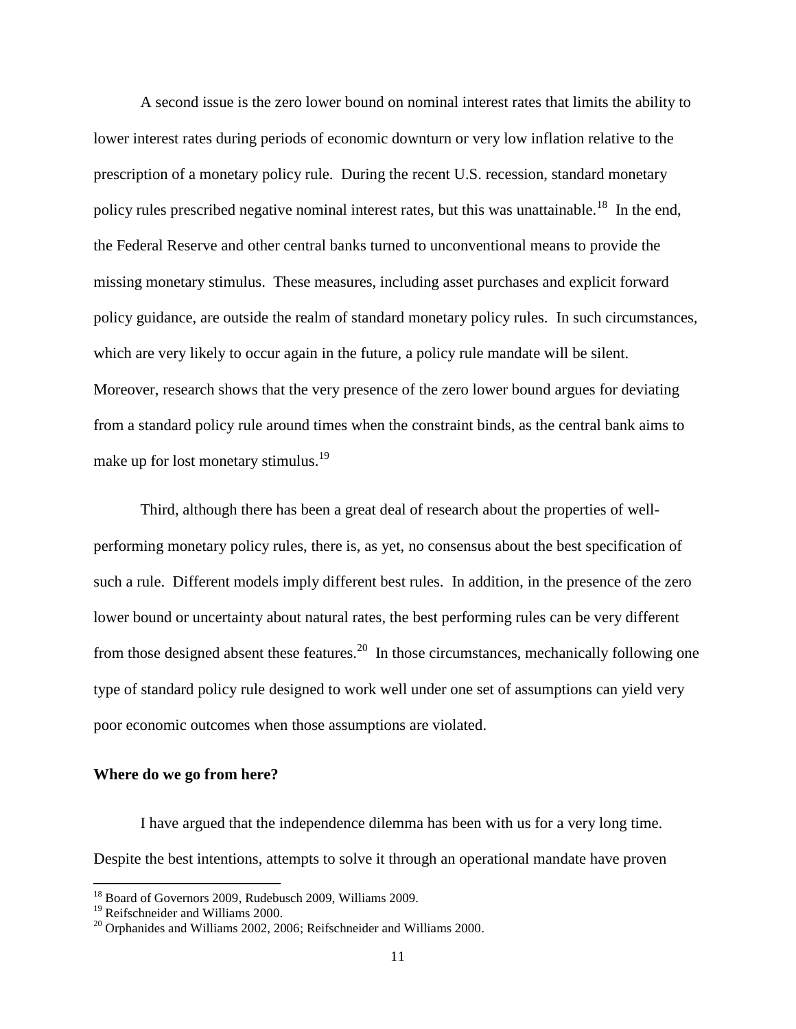A second issue is the zero lower bound on nominal interest rates that limits the ability to lower interest rates during periods of economic downturn or very low inflation relative to the prescription of a monetary policy rule. During the recent U.S. recession, standard monetary policy rules prescribed negative nominal interest rates, but this was unattainable.[18] In the end, the Federal Reserve and other central banks turned to unconventional means to provide the missing monetary stimulus. These measures, including asset purchases and explicit forward policy guidance, are outside the realm of standard monetary policy rules. In such circumstances, which are very likely to occur again in the future, a policy rule mandate will be silent. Moreover, research shows that the very presence of the zero lower bound argues for deviating from a standard policy rule around times when the constraint binds, as the central bank aims to make up for lost monetary stimulus.[19]

Third, although there has been a great deal of research about the properties of well-performing monetary policy rules, there is, as yet, no consensus about the best specification of such a rule. Different models imply different best rules. In addition, in the presence of the zero lower bound or uncertainty about natural rates, the best performing rules can be very different from those designed absent these features.[20] In those circumstances, mechanically following one type of standard policy rule designed to work well under one set of assumptions can yield very poor economic outcomes when those assumptions are violated.

**Where do we go from here?**

I have argued that the independence dilemma has been with us for a very long time. Despite the best intentions, attempts to solve it through an operational mandate have proven

[18] Board of Governors 2009, Rudebusch 2009, Williams 2009.

[19] Reifschneider and Williams 2000.

[20] Orphanides and Williams 2002, 2006; Reifschneider and Williams 2000.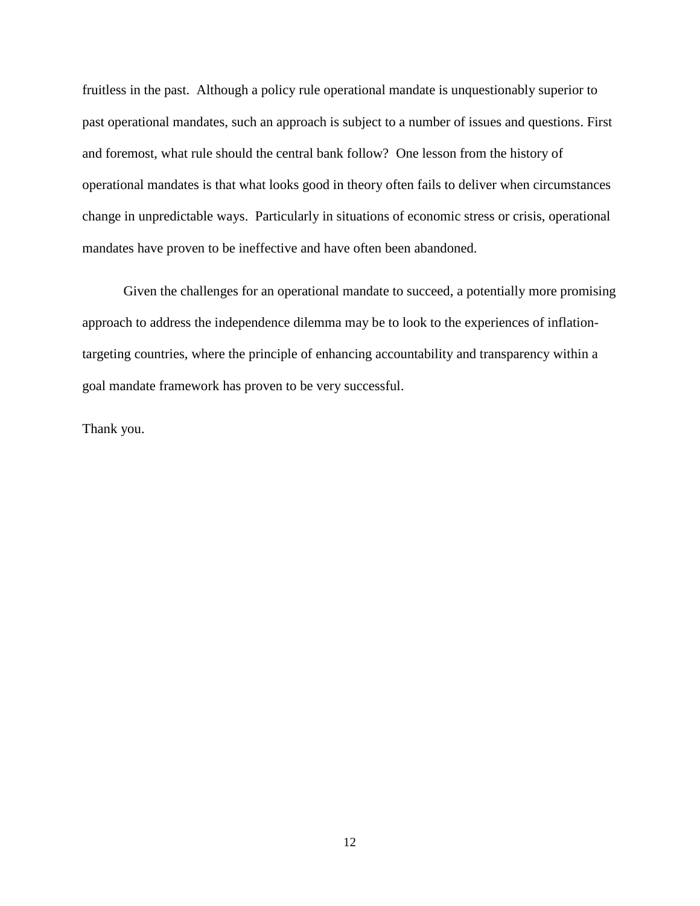fruitless in the past. Although a policy rule operational mandate is unquestionably superior to past operational mandates, such an approach is subject to a number of issues and questions. First and foremost, what rule should the central bank follow? One lesson from the history of operational mandates is that what looks good in theory often fails to deliver when circumstances change in unpredictable ways. Particularly in situations of economic stress or crisis, operational mandates have proven to be ineffective and have often been abandoned.

Given the challenges for an operational mandate to succeed, a potentially more promising approach to address the independence dilemma may be to look to the experiences of inflation-targeting countries, where the principle of enhancing accountability and transparency within a goal mandate framework has proven to be very successful.

Thank you.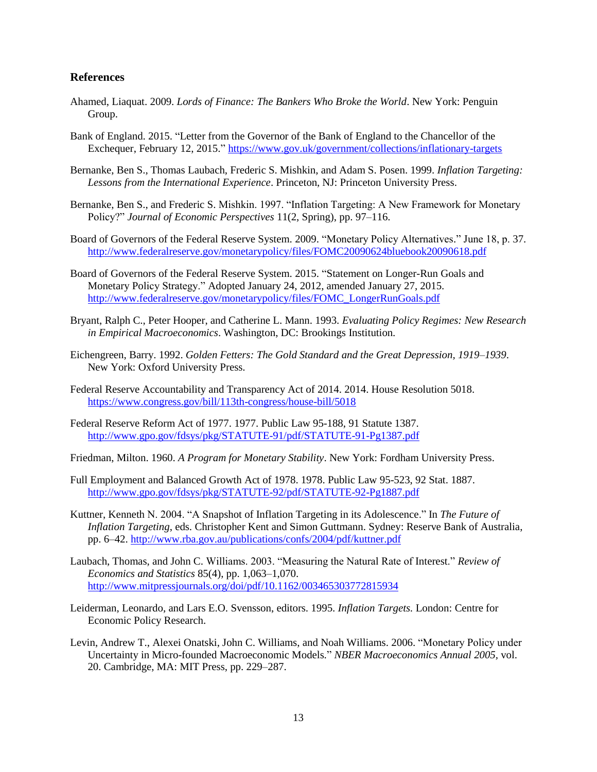## References

Ahamed, Liaquat. 2009. *Lords of Finance: The Bankers Who Broke the World*. New York: Penguin Group.

Bank of England. 2015. "Letter from the Governor of the Bank of England to the Chancellor of the Exchequer, February 12, 2015." https://www.gov.uk/government/collections/inflationary-targets

Bernanke, Ben S., Thomas Laubach, Frederic S. Mishkin, and Adam S. Posen. 1999. *Inflation Targeting: Lessons from the International Experience*. Princeton, NJ: Princeton University Press.

Bernanke, Ben S., and Frederic S. Mishkin. 1997. "Inflation Targeting: A New Framework for Monetary Policy?" *Journal of Economic Perspectives* 11(2, Spring), pp. 97–116.

Board of Governors of the Federal Reserve System. 2009. "Monetary Policy Alternatives." June 18, p. 37. http://www.federalreserve.gov/monetarypolicy/files/FOMC20090624bluebook20090618.pdf

Board of Governors of the Federal Reserve System. 2015. "Statement on Longer-Run Goals and Monetary Policy Strategy." Adopted January 24, 2012, amended January 27, 2015. http://www.federalreserve.gov/monetarypolicy/files/FOMC_LongerRunGoals.pdf

Bryant, Ralph C., Peter Hooper, and Catherine L. Mann. 1993. *Evaluating Policy Regimes: New Research in Empirical Macroeconomics*. Washington, DC: Brookings Institution.

Eichengreen, Barry. 1992. *Golden Fetters: The Gold Standard and the Great Depression, 1919–1939*. New York: Oxford University Press.

Federal Reserve Accountability and Transparency Act of 2014. 2014. House Resolution 5018. https://www.congress.gov/bill/113th-congress/house-bill/5018

Federal Reserve Reform Act of 1977. 1977. Public Law 95-188, 91 Statute 1387. http://www.gpo.gov/fdsys/pkg/STATUTE-91/pdf/STATUTE-91-Pg1387.pdf

Friedman, Milton. 1960. *A Program for Monetary Stability*. New York: Fordham University Press.

Full Employment and Balanced Growth Act of 1978. 1978. Public Law 95-523, 92 Stat. 1887. http://www.gpo.gov/fdsys/pkg/STATUTE-92/pdf/STATUTE-92-Pg1887.pdf

Kuttner, Kenneth N. 2004. "A Snapshot of Inflation Targeting in its Adolescence." In *The Future of Inflation Targeting*, eds. Christopher Kent and Simon Guttmann. Sydney: Reserve Bank of Australia, pp. 6–42. http://www.rba.gov.au/publications/confs/2004/pdf/kuttner.pdf

Laubach, Thomas, and John C. Williams. 2003. "Measuring the Natural Rate of Interest." *Review of Economics and Statistics* 85(4), pp. 1,063–1,070. http://www.mitpressjournals.org/doi/pdf/10.1162/003465303772815934

Leiderman, Leonardo, and Lars E.O. Svensson, editors. 1995. *Inflation Targets.* London: Centre for Economic Policy Research.

Levin, Andrew T., Alexei Onatski, John C. Williams, and Noah Williams. 2006. "Monetary Policy under Uncertainty in Micro-founded Macroeconomic Models." *NBER Macroeconomics Annual 2005*, vol. 20. Cambridge, MA: MIT Press, pp. 229–287.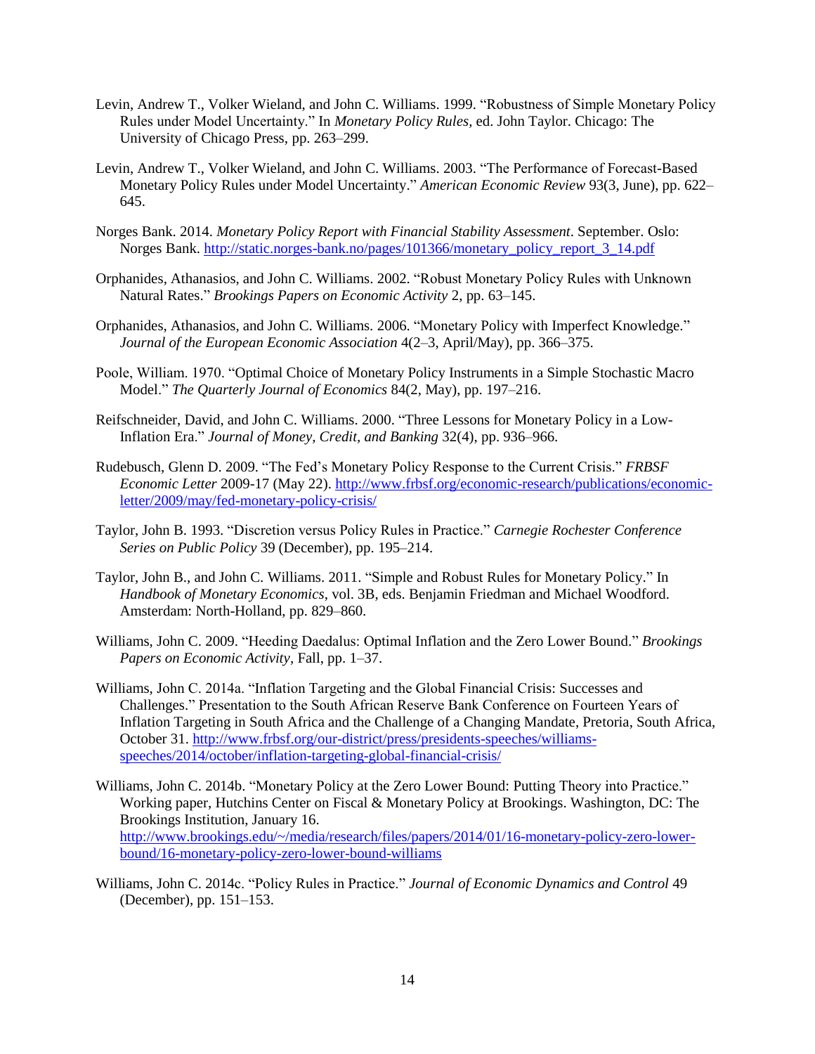Levin, Andrew T., Volker Wieland, and John C. Williams. 1999. "Robustness of Simple Monetary Policy Rules under Model Uncertainty." In *Monetary Policy Rules*, ed. John Taylor. Chicago: The University of Chicago Press, pp. 263–299.

Levin, Andrew T., Volker Wieland, and John C. Williams. 2003. "The Performance of Forecast-Based Monetary Policy Rules under Model Uncertainty." *American Economic Review* 93(3, June), pp. 622–645.

Norges Bank. 2014. *Monetary Policy Report with Financial Stability Assessment*. September. Oslo: Norges Bank. http://static.norges-bank.no/pages/101366/monetary_policy_report_3_14.pdf

Orphanides, Athanasios, and John C. Williams. 2002. "Robust Monetary Policy Rules with Unknown Natural Rates." *Brookings Papers on Economic Activity* 2, pp. 63–145.

Orphanides, Athanasios, and John C. Williams. 2006. "Monetary Policy with Imperfect Knowledge." *Journal of the European Economic Association* 4(2–3, April/May), pp. 366–375.

Poole, William. 1970. "Optimal Choice of Monetary Policy Instruments in a Simple Stochastic Macro Model." *The Quarterly Journal of Economics* 84(2, May), pp. 197–216.

Reifschneider, David, and John C. Williams. 2000. "Three Lessons for Monetary Policy in a Low-Inflation Era." *Journal of Money, Credit, and Banking* 32(4), pp. 936–966.

Rudebusch, Glenn D. 2009. "The Fed's Monetary Policy Response to the Current Crisis." *FRBSF Economic Letter* 2009-17 (May 22). http://www.frbsf.org/economic-research/publications/economic-letter/2009/may/fed-monetary-policy-crisis/

Taylor, John B. 1993. "Discretion versus Policy Rules in Practice." *Carnegie Rochester Conference Series on Public Policy* 39 (December), pp. 195–214.

Taylor, John B., and John C. Williams. 2011. "Simple and Robust Rules for Monetary Policy." In *Handbook of Monetary Economics*, vol. 3B, eds. Benjamin Friedman and Michael Woodford. Amsterdam: North-Holland, pp. 829–860.

Williams, John C. 2009. "Heeding Daedalus: Optimal Inflation and the Zero Lower Bound." *Brookings Papers on Economic Activity*, Fall, pp. 1–37.

Williams, John C. 2014a. "Inflation Targeting and the Global Financial Crisis: Successes and Challenges." Presentation to the South African Reserve Bank Conference on Fourteen Years of Inflation Targeting in South Africa and the Challenge of a Changing Mandate, Pretoria, South Africa, October 31. http://www.frbsf.org/our-district/press/presidents-speeches/williams-speeches/2014/october/inflation-targeting-global-financial-crisis/

Williams, John C. 2014b. "Monetary Policy at the Zero Lower Bound: Putting Theory into Practice." Working paper, Hutchins Center on Fiscal & Monetary Policy at Brookings. Washington, DC: The Brookings Institution, January 16. http://www.brookings.edu/~/media/research/files/papers/2014/01/16-monetary-policy-zero-lower-bound/16-monetary-policy-zero-lower-bound-williams

Williams, John C. 2014c. "Policy Rules in Practice." *Journal of Economic Dynamics and Control* 49 (December), pp. 151–153.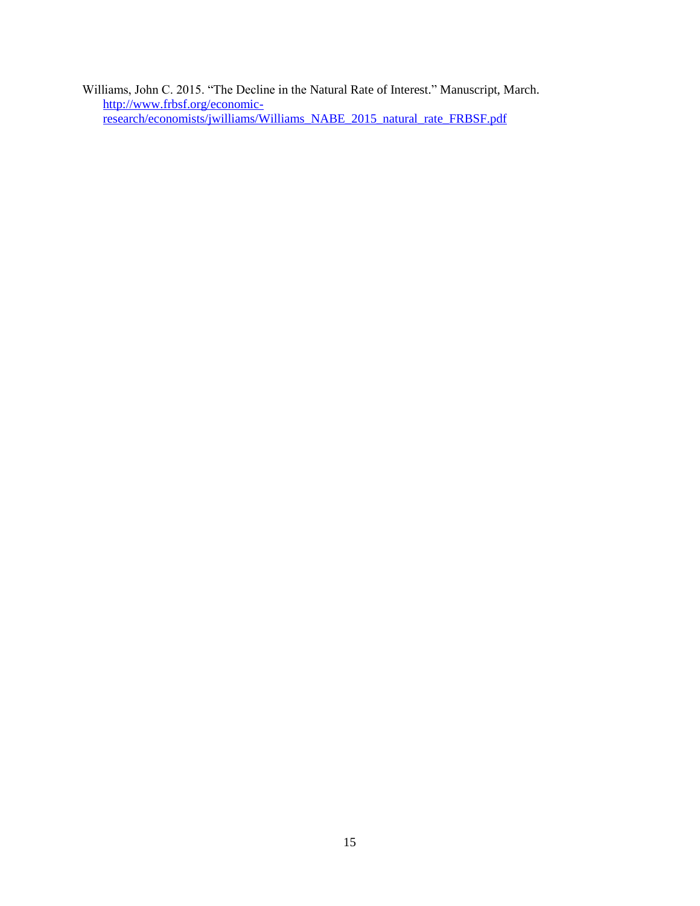Williams, John C. 2015. "The Decline in the Natural Rate of Interest." Manuscript, March. http://www.frbsf.org/economic-research/economists/jwilliams/Williams_NABE_2015_natural_rate_FRBSF.pdf